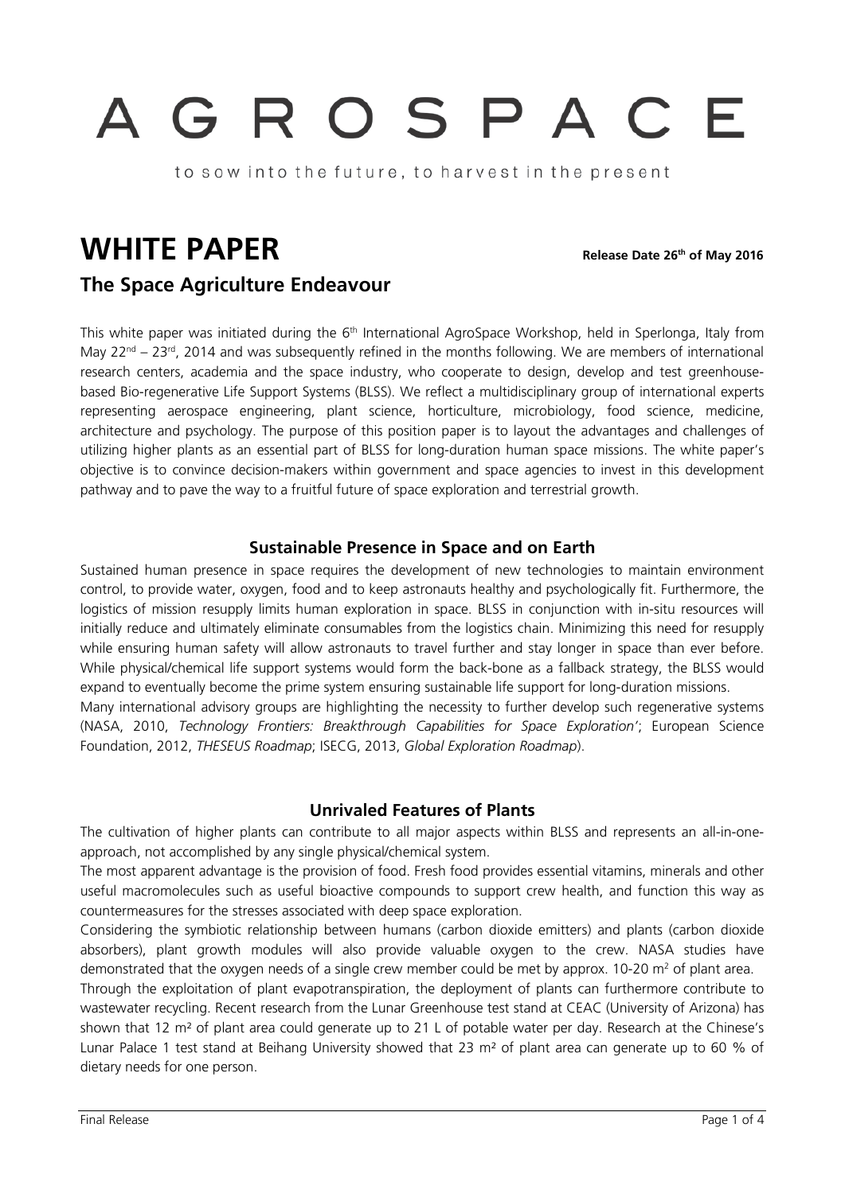# AGROSPACE

to sow into the future, to harvest in the present

# WHITE PAPER

**Release Date 26th of May 2016**

## The Space Agriculture Endeavour

This white paper was initiated during the 6th International AgroSpace Workshop, held in Sperlonga, Italy from May 22nd – 23rd, 2014 and was subsequently refined in the months following. We are members of international research centers, academia and the space industry, who cooperate to design, develop and test greenhouse-based Bio-regenerative Life Support Systems (BLSS). We reflect a multidisciplinary group of international experts representing aerospace engineering, plant science, horticulture, microbiology, food science, medicine, architecture and psychology. The purpose of this position paper is to layout the advantages and challenges of utilizing higher plants as an essential part of BLSS for long-duration human space missions. The white paper's objective is to convince decision-makers within government and space agencies to invest in this development pathway and to pave the way to a fruitful future of space exploration and terrestrial growth.

### Sustainable Presence in Space and on Earth

Sustained human presence in space requires the development of new technologies to maintain environment control, to provide water, oxygen, food and to keep astronauts healthy and psychologically fit. Furthermore, the logistics of mission resupply limits human exploration in space. BLSS in conjunction with in-situ resources will initially reduce and ultimately eliminate consumables from the logistics chain. Minimizing this need for resupply while ensuring human safety will allow astronauts to travel further and stay longer in space than ever before. While physical/chemical life support systems would form the back-bone as a fallback strategy, the BLSS would expand to eventually become the prime system ensuring sustainable life support for long-duration missions.

Many international advisory groups are highlighting the necessity to further develop such regenerative systems (NASA, 2010, *Technology Frontiers: Breakthrough Capabilities for Space Exploration'*; European Science Foundation, 2012, *THESEUS Roadmap*; ISECG, 2013, *Global Exploration Roadmap*).

### Unrivaled Features of Plants

The cultivation of higher plants can contribute to all major aspects within BLSS and represents an all-in-one-approach, not accomplished by any single physical/chemical system.

The most apparent advantage is the provision of food. Fresh food provides essential vitamins, minerals and other useful macromolecules such as useful bioactive compounds to support crew health, and function this way as countermeasures for the stresses associated with deep space exploration.

Considering the symbiotic relationship between humans (carbon dioxide emitters) and plants (carbon dioxide absorbers), plant growth modules will also provide valuable oxygen to the crew. NASA studies have demonstrated that the oxygen needs of a single crew member could be met by approx. 10-20 m² of plant area.

Through the exploitation of plant evapotranspiration, the deployment of plants can furthermore contribute to wastewater recycling. Recent research from the Lunar Greenhouse test stand at CEAC (University of Arizona) has shown that 12 m² of plant area could generate up to 21 L of potable water per day. Research at the Chinese's Lunar Palace 1 test stand at Beihang University showed that 23 m² of plant area can generate up to 60 % of dietary needs for one person.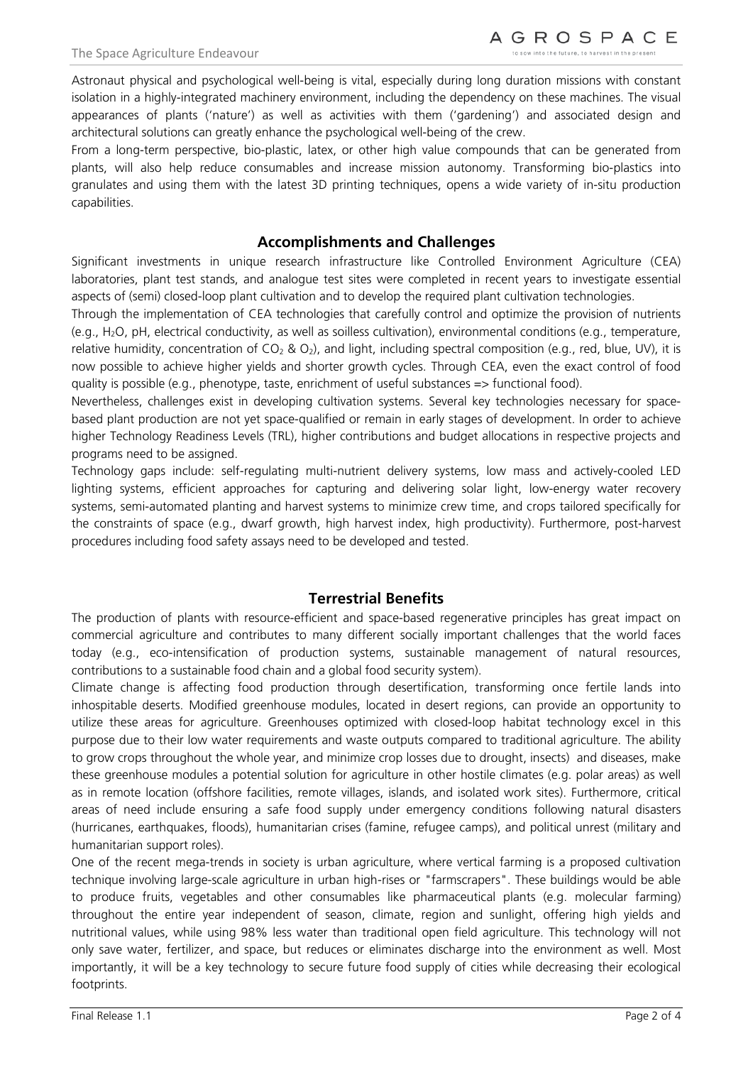Astronaut physical and psychological well-being is vital, especially during long duration missions with constant isolation in a highly-integrated machinery environment, including the dependency on these machines. The visual appearances of plants ('nature') as well as activities with them ('gardening') and associated design and architectural solutions can greatly enhance the psychological well-being of the crew.

From a long-term perspective, bio-plastic, latex, or other high value compounds that can be generated from plants, will also help reduce consumables and increase mission autonomy. Transforming bio-plastics into granulates and using them with the latest 3D printing techniques, opens a wide variety of in-situ production capabilities.

## Accomplishments and Challenges

Significant investments in unique research infrastructure like Controlled Environment Agriculture (CEA) laboratories, plant test stands, and analogue test sites were completed in recent years to investigate essential aspects of (semi) closed-loop plant cultivation and to develop the required plant cultivation technologies.

Through the implementation of CEA technologies that carefully control and optimize the provision of nutrients (e.g., $H_2O$, pH, electrical conductivity, as well as soilless cultivation), environmental conditions (e.g., temperature, relative humidity, concentration of $CO_2$ & $O_2$), and light, including spectral composition (e.g., red, blue, UV), it is now possible to achieve higher yields and shorter growth cycles. Through CEA, even the exact control of food quality is possible (e.g., phenotype, taste, enrichment of useful substances => functional food).

Nevertheless, challenges exist in developing cultivation systems. Several key technologies necessary for space-based plant production are not yet space-qualified or remain in early stages of development. In order to achieve higher Technology Readiness Levels (TRL), higher contributions and budget allocations in respective projects and programs need to be assigned.

Technology gaps include: self-regulating multi-nutrient delivery systems, low mass and actively-cooled LED lighting systems, efficient approaches for capturing and delivering solar light, low-energy water recovery systems, semi-automated planting and harvest systems to minimize crew time, and crops tailored specifically for the constraints of space (e.g., dwarf growth, high harvest index, high productivity). Furthermore, post-harvest procedures including food safety assays need to be developed and tested.

## Terrestrial Benefits

The production of plants with resource-efficient and space-based regenerative principles has great impact on commercial agriculture and contributes to many different socially important challenges that the world faces today (e.g., eco-intensification of production systems, sustainable management of natural resources, contributions to a sustainable food chain and a global food security system).

Climate change is affecting food production through desertification, transforming once fertile lands into inhospitable deserts. Modified greenhouse modules, located in desert regions, can provide an opportunity to utilize these areas for agriculture. Greenhouses optimized with closed-loop habitat technology excel in this purpose due to their low water requirements and waste outputs compared to traditional agriculture. The ability to grow crops throughout the whole year, and minimize crop losses due to drought, insects) and diseases, make these greenhouse modules a potential solution for agriculture in other hostile climates (e.g. polar areas) as well as in remote location (offshore facilities, remote villages, islands, and isolated work sites). Furthermore, critical areas of need include ensuring a safe food supply under emergency conditions following natural disasters (hurricanes, earthquakes, floods), humanitarian crises (famine, refugee camps), and political unrest (military and humanitarian support roles).

One of the recent mega-trends in society is urban agriculture, where vertical farming is a proposed cultivation technique involving large-scale agriculture in urban high-rises or "farmscrapers". These buildings would be able to produce fruits, vegetables and other consumables like pharmaceutical plants (e.g. molecular farming) throughout the entire year independent of season, climate, region and sunlight, offering high yields and nutritional values, while using 98% less water than traditional open field agriculture. This technology will not only save water, fertilizer, and space, but reduces or eliminates discharge into the environment as well. Most importantly, it will be a key technology to secure future food supply of cities while decreasing their ecological footprints.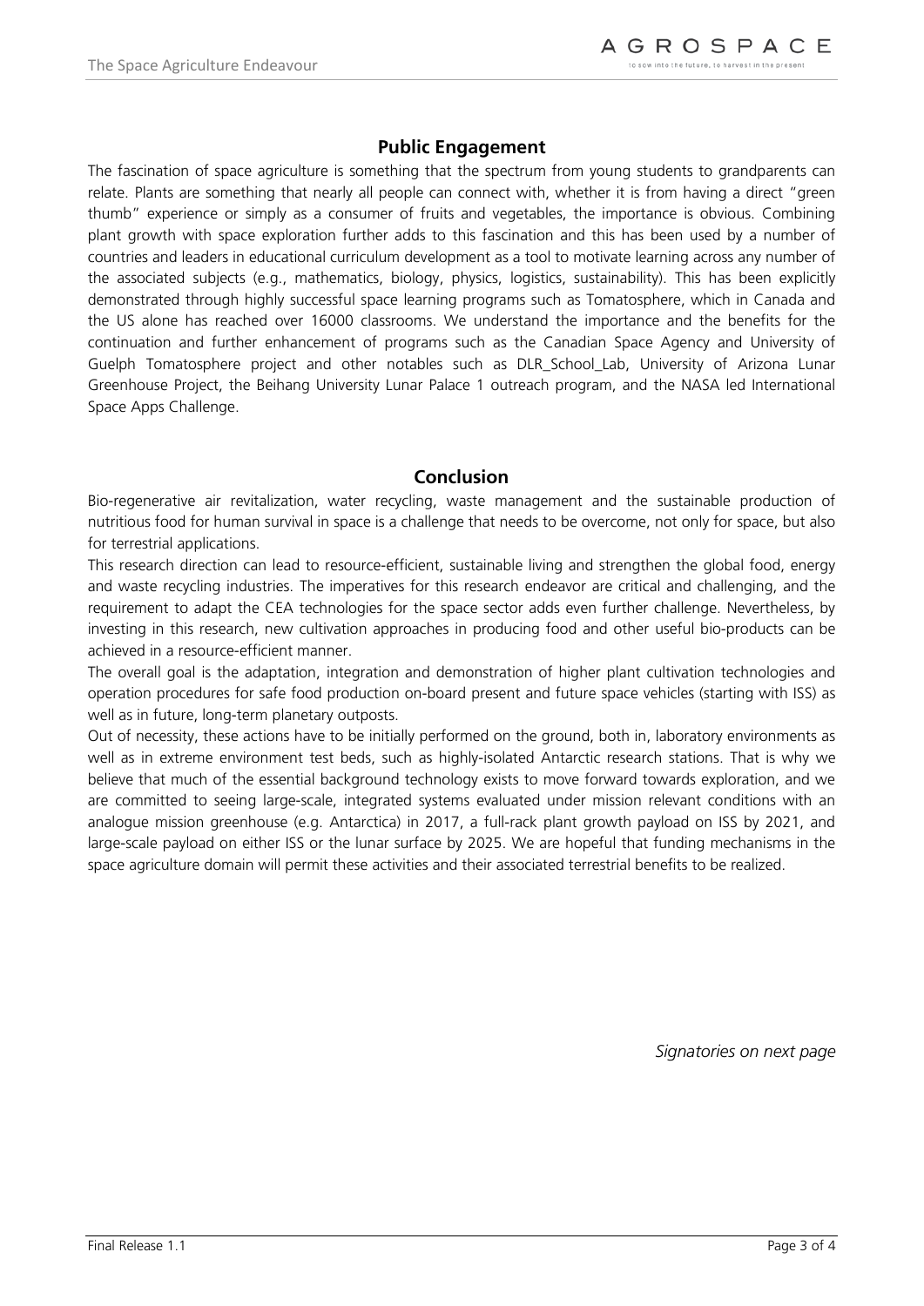## Public Engagement

The fascination of space agriculture is something that the spectrum from young students to grandparents can relate. Plants are something that nearly all people can connect with, whether it is from having a direct "green thumb" experience or simply as a consumer of fruits and vegetables, the importance is obvious. Combining plant growth with space exploration further adds to this fascination and this has been used by a number of countries and leaders in educational curriculum development as a tool to motivate learning across any number of the associated subjects (e.g., mathematics, biology, physics, logistics, sustainability). This has been explicitly demonstrated through highly successful space learning programs such as Tomatosphere, which in Canada and the US alone has reached over 16000 classrooms. We understand the importance and the benefits for the continuation and further enhancement of programs such as the Canadian Space Agency and University of Guelph Tomatosphere project and other notables such as DLR_School_Lab, University of Arizona Lunar Greenhouse Project, the Beihang University Lunar Palace 1 outreach program, and the NASA led International Space Apps Challenge.

## Conclusion

Bio-regenerative air revitalization, water recycling, waste management and the sustainable production of nutritious food for human survival in space is a challenge that needs to be overcome, not only for space, but also for terrestrial applications.

This research direction can lead to resource-efficient, sustainable living and strengthen the global food, energy and waste recycling industries. The imperatives for this research endeavor are critical and challenging, and the requirement to adapt the CEA technologies for the space sector adds even further challenge. Nevertheless, by investing in this research, new cultivation approaches in producing food and other useful bio-products can be achieved in a resource-efficient manner.

The overall goal is the adaptation, integration and demonstration of higher plant cultivation technologies and operation procedures for safe food production on-board present and future space vehicles (starting with ISS) as well as in future, long-term planetary outposts.

Out of necessity, these actions have to be initially performed on the ground, both in, laboratory environments as well as in extreme environment test beds, such as highly-isolated Antarctic research stations. That is why we believe that much of the essential background technology exists to move forward towards exploration, and we are committed to seeing large-scale, integrated systems evaluated under mission relevant conditions with an analogue mission greenhouse (e.g. Antarctica) in 2017, a full-rack plant growth payload on ISS by 2021, and large-scale payload on either ISS or the lunar surface by 2025. We are hopeful that funding mechanisms in the space agriculture domain will permit these activities and their associated terrestrial benefits to be realized.

*Signatories on next page*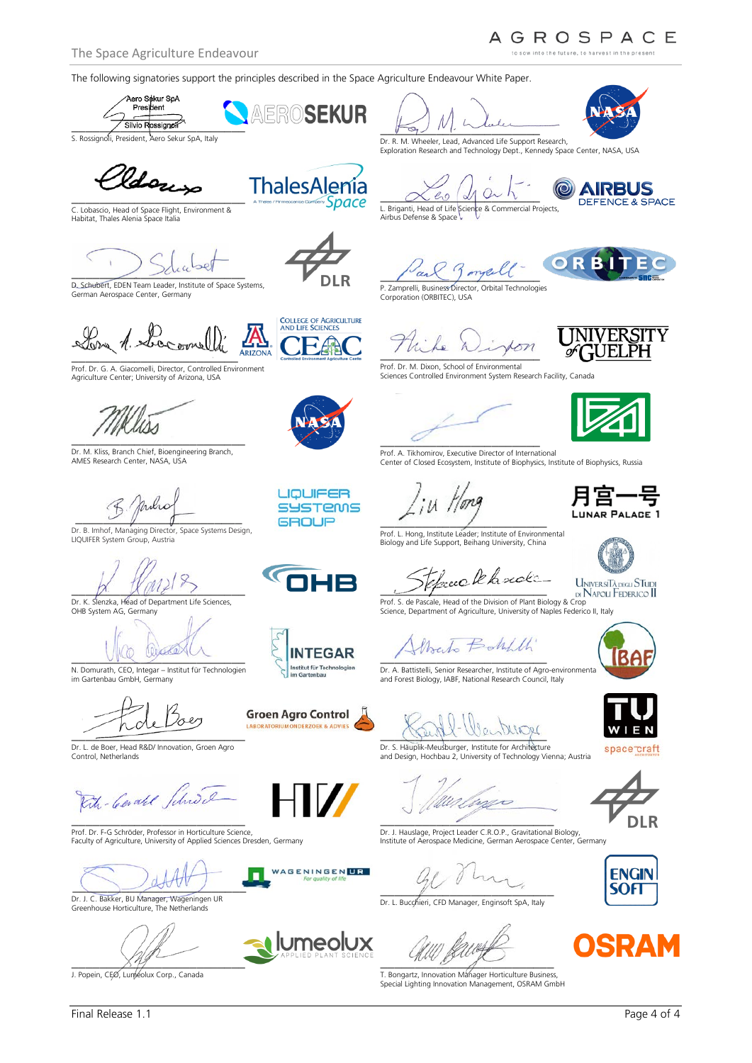The following signatories support the principles described in the Space Agriculture Endeavour White Paper.

S. Rossignoli, President, Aero Sekur SpA, Italy

Dr. R. M. Wheeler, Lead, Advanced Life Support Research, Exploration Research and Technology Dept., Kennedy Space Center, NASA, USA

C. Lobascio, Head of Space Flight, Environment & Habitat, Thales Alenia Space Italia

L. Briganti, Head of Life Science & Commercial Projects, Airbus Defense & Space

D. Schubert, EDEN Team Leader, Institute of Space Systems, German Aerospace Center, Germany

P. Zamprelli, Business Director, Orbital Technologies Corporation (ORBITEC), USA

Prof. Dr. G. A. Giacomelli, Director, Controlled Environment Agriculture Center; University of Arizona, USA

Prof. Dr. M. Dixon, School of Environmental Sciences Controlled Environment System Research Facility, Canada

Dr. M. Kliss, Branch Chief, Bioengineering Branch, AMES Research Center, NASA, USA

Prof. A. Tikhomirov, Executive Director of International Center of Closed Ecosystem, Institute of Biophysics, Institute of Biophysics, Russia

Dr. B. Imhof, Managing Director, Space Systems Design, LIQUIFER System Group, Austria

Prof. L. Hong, Institute Leader; Institute of Environmental Biology and Life Support, Beihang University, China

Dr. K. Slenzka, Head of Department Life Sciences, OHB System AG, Germany

Prof. S. de Pascale, Head of the Division of Plant Biology & Crop Science, Department of Agriculture, University of Naples Federico II, Italy

N. Domurath, CEO, Integar – Institut für Technologien im Gartenbau GmbH, Germany

Dr. A. Battistelli, Senior Researcher, Institute of Agro-environmental and Forest Biology, IABF, National Research Council, Italy

Dr. L. de Boer, Head R&D/ Innovation, Groen Agro Control, Netherlands

Dr. S. Häuplik-Meusburger, Institute for Architecture and Design, Hochbau 2, University of Technology Vienna; Austria

Prof. Dr. F-G Schröder, Professor in Horticulture Science, Faculty of Agriculture, University of Applied Sciences Dresden, Germany

Dr. J. Hauslage, Project Leader C.R.O.P., Gravitational Biology, Institute of Aerospace Medicine, German Aerospace Center, Germany

Dr. J. C. Bakker, BU Manager, Wageningen UR Greenhouse Horticulture, The Netherlands

Dr. L. Bucchieri, CFD Manager, Enginsoft SpA, Italy

J. Popein, CEO, Lumeolux Corp., Canada

T. Bongartz, Innovation Manager Horticulture Business, Special Lighting Innovation Management, OSRAM GmbH

Final Release 1.1